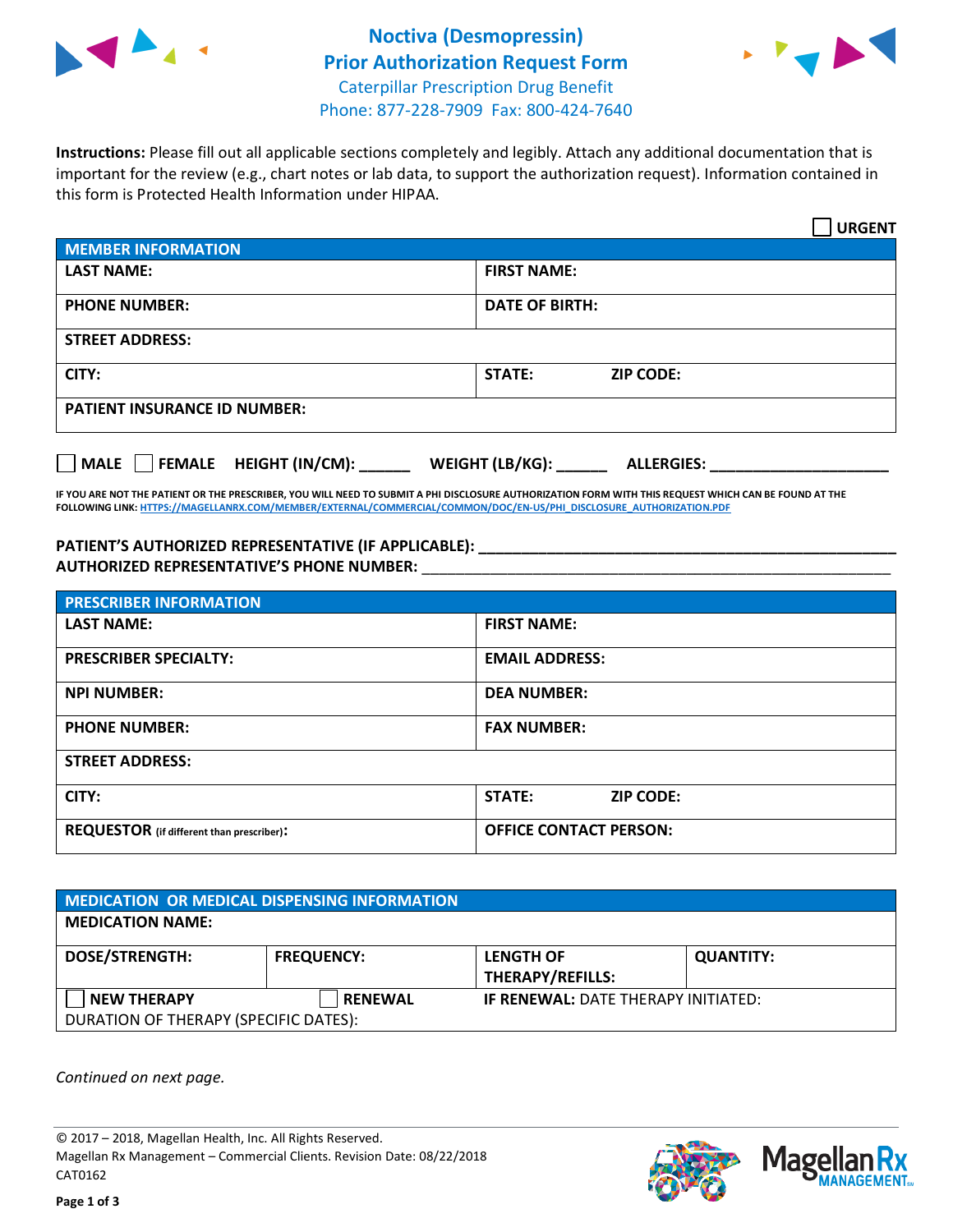# Noctiva (Desmopressin)
## Prior Authorization Request Form
Caterpillar Prescription Drug Benefit
Phone: 877-228-7909 Fax: 800-424-7640

**Instructions:** Please fill out all applicable sections completely and legibly. Attach any additional documentation that is important for the review (e.g., chart notes or lab data, to support the authorization request). Information contained in this form is Protected Health Information under HIPAA.

☐ **URGENT**

| **MEMBER INFORMATION** | |
|---|---|
| **LAST NAME:** | **FIRST NAME:** |
| **PHONE NUMBER:** | **DATE OF BIRTH:** |
| **STREET ADDRESS:** | |
| **CITY:** | **STATE:** **ZIP CODE:** |
| **PATIENT INSURANCE ID NUMBER:** | |

☐ **MALE** ☐ **FEMALE** **HEIGHT (IN/CM):** ______ **WEIGHT (LB/KG):** ______ **ALLERGIES:** ____________________

**IF YOU ARE NOT THE PATIENT OR THE PRESCRIBER, YOU WILL NEED TO SUBMIT A PHI DISCLOSURE AUTHORIZATION FORM WITH THIS REQUEST WHICH CAN BE FOUND AT THE FOLLOWING LINK: HTTPS://MAGELLANRX.COM/MEMBER/EXTERNAL/COMMERCIAL/COMMON/DOC/EN-US/PHI_DISCLOSURE_AUTHORIZATION.PDF**

**PATIENT'S AUTHORIZED REPRESENTATIVE (IF APPLICABLE):** ____________________________________________
**AUTHORIZED REPRESENTATIVE'S PHONE NUMBER:** ____________________________________________

| **PRESCRIBER INFORMATION** | |
|---|---|
| **LAST NAME:** | **FIRST NAME:** |
| **PRESCRIBER SPECIALTY:** | **EMAIL ADDRESS:** |
| **NPI NUMBER:** | **DEA NUMBER:** |
| **PHONE NUMBER:** | **FAX NUMBER:** |
| **STREET ADDRESS:** | |
| **CITY:** | **STATE:** **ZIP CODE:** |
| **REQUESTOR** (if different than prescriber)**:** | **OFFICE CONTACT PERSON:** |

| **MEDICATION OR MEDICAL DISPENSING INFORMATION** | | | |
|---|---|---|---|
| **MEDICATION NAME:** | | | |
| **DOSE/STRENGTH:** | **FREQUENCY:** | **LENGTH OF THERAPY/REFILLS:** | **QUANTITY:** |
| ☐ **NEW THERAPY** | ☐ **RENEWAL** | **IF RENEWAL:** DATE THERAPY INITIATED: | |
| DURATION OF THERAPY (SPECIFIC DATES): | | | |

*Continued on next page.*

© 2017 – 2018, Magellan Health, Inc. All Rights Reserved.
Magellan Rx Management – Commercial Clients. Revision Date: 08/22/2018
CAT0162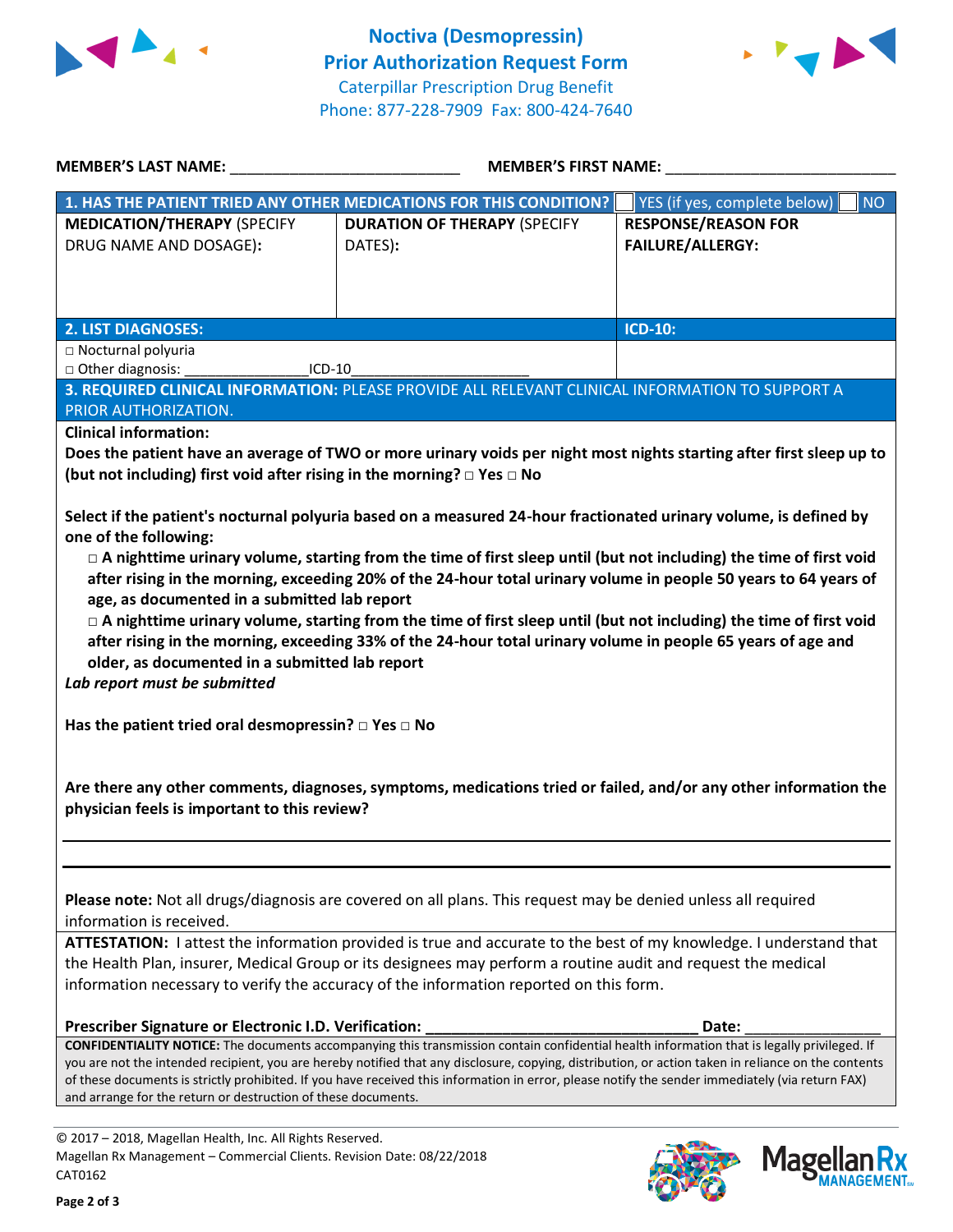# Noctiva (Desmopressin)
## Prior Authorization Request Form
Caterpillar Prescription Drug Benefit
Phone: 877-228-7909 Fax: 800-424-7640

**MEMBER'S LAST NAME:** ___________________________ **MEMBER'S FIRST NAME:** ___________________________

| **1. HAS THE PATIENT TRIED ANY OTHER MEDICATIONS FOR THIS CONDITION?** | | ☐ YES (if yes, complete below) ☐ NO |
|---|---|---|
| **MEDICATION/THERAPY** (SPECIFY DRUG NAME AND DOSAGE): | **DURATION OF THERAPY** (SPECIFY DATES): | **RESPONSE/REASON FOR FAILURE/ALLERGY:** |
| | | |

| **2. LIST DIAGNOSES:** | **ICD-10:** |
|---|---|
| □ Nocturnal polyuria<br>□ Other diagnosis: _______________ICD-10_____________________ | |

**3. REQUIRED CLINICAL INFORMATION:** PLEASE PROVIDE ALL RELEVANT CLINICAL INFORMATION TO SUPPORT A PRIOR AUTHORIZATION.

**Clinical information:**

**Does the patient have an average of TWO or more urinary voids per night most nights starting after first sleep up to (but not including) first void after rising in the morning?** □ **Yes** □ **No**

**Select if the patient's nocturnal polyuria based on a measured 24-hour fractionated urinary volume, is defined by one of the following:**

- □ **A nighttime urinary volume, starting from the time of first sleep until (but not including) the time of first void after rising in the morning, exceeding 20% of the 24-hour total urinary volume in people 50 years to 64 years of age, as documented in a submitted lab report**
- □ **A nighttime urinary volume, starting from the time of first sleep until (but not including) the time of first void after rising in the morning, exceeding 33% of the 24-hour total urinary volume in people 65 years of age and older, as documented in a submitted lab report**

***Lab report must be submitted***

**Has the patient tried oral desmopressin?** □ **Yes** □ **No**

**Are there any other comments, diagnoses, symptoms, medications tried or failed, and/or any other information the physician feels is important to this review?**

_______________________________________________________________________________

_______________________________________________________________________________

**Please note:** Not all drugs/diagnosis are covered on all plans. This request may be denied unless all required information is received.

**ATTESTATION:** I attest the information provided is true and accurate to the best of my knowledge. I understand that the Health Plan, insurer, Medical Group or its designees may perform a routine audit and request the medical information necessary to verify the accuracy of the information reported on this form.

**Prescriber Signature or Electronic I.D. Verification:** _______________________________ **Date:** ________________

**CONFIDENTIALITY NOTICE:** The documents accompanying this transmission contain confidential health information that is legally privileged. If you are not the intended recipient, you are hereby notified that any disclosure, copying, distribution, or action taken in reliance on the contents of these documents is strictly prohibited. If you have received this information in error, please notify the sender immediately (via return FAX) and arrange for the return or destruction of these documents.

© 2017 – 2018, Magellan Health, Inc. All Rights Reserved.
Magellan Rx Management – Commercial Clients. Revision Date: 08/22/2018
CAT0162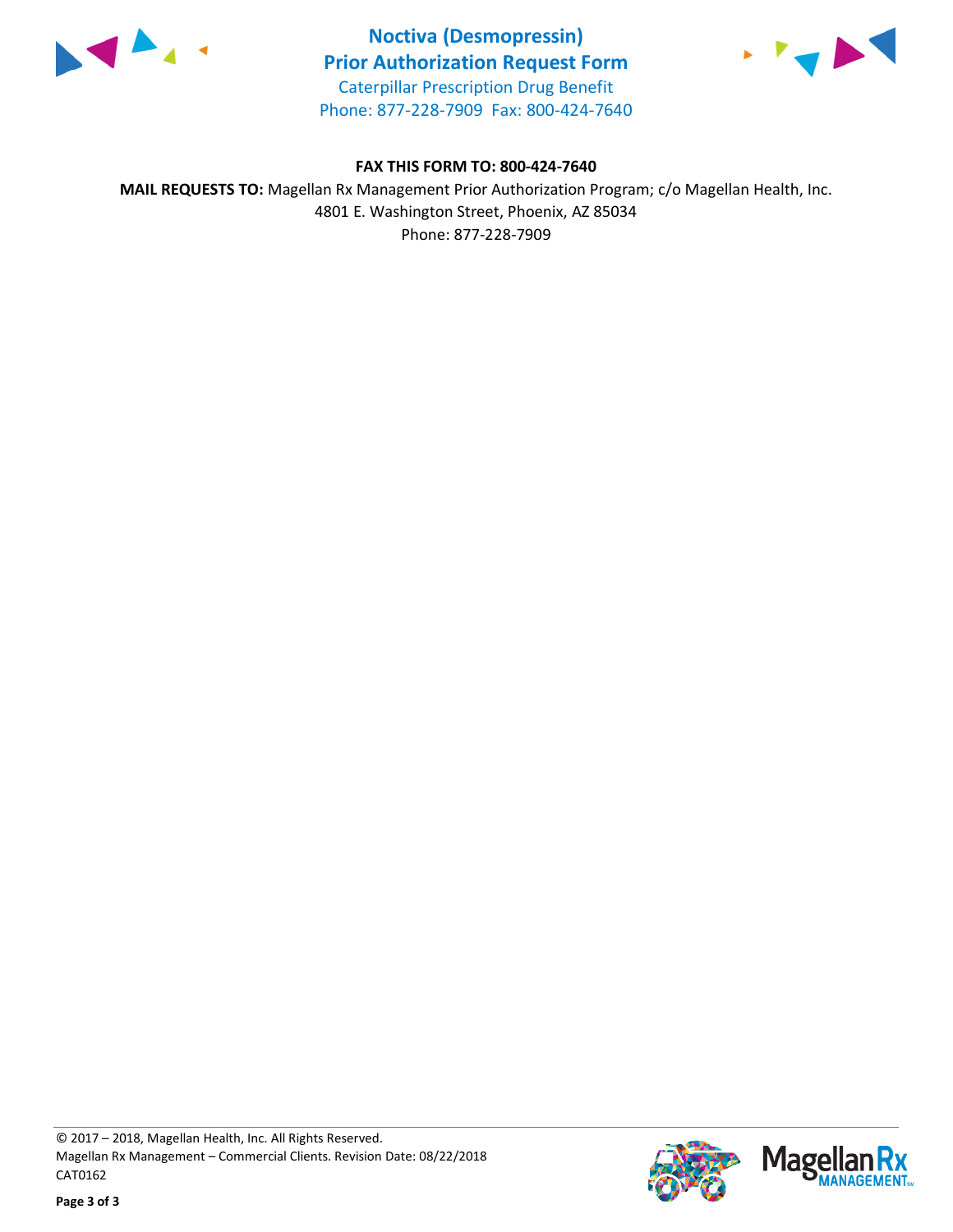# Noctiva (Desmopressin)
# Prior Authorization Request Form

Caterpillar Prescription Drug Benefit

Phone: 877-228-7909 Fax: 800-424-7640

**FAX THIS FORM TO: 800-424-7640**

**MAIL REQUESTS TO:** Magellan Rx Management Prior Authorization Program; c/o Magellan Health, Inc.
4801 E. Washington Street, Phoenix, AZ 85034
Phone: 877-228-7909

© 2017 – 2018, Magellan Health, Inc. All Rights Reserved.
Magellan Rx Management – Commercial Clients. Revision Date: 08/22/2018
CAT0162